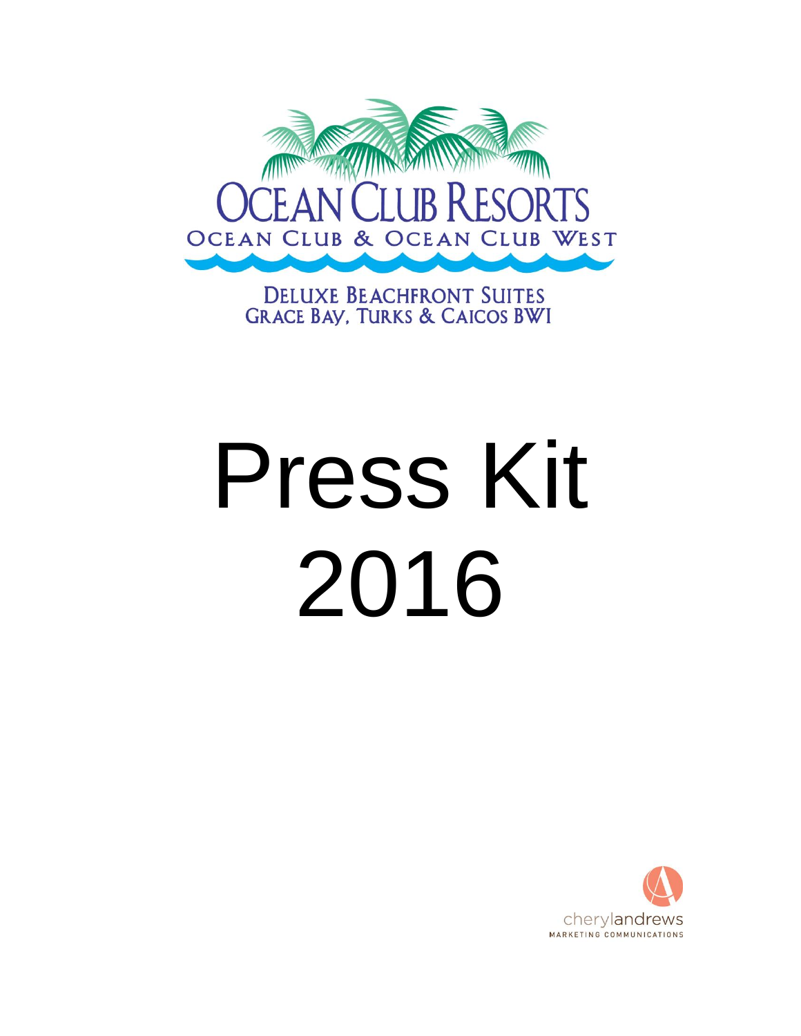OCEAN CLUB RESORTS

OCEAN CLUB & OCEAN CLUB WEST

DELUXE BEACHFRONT SUITES
GRACE BAY, TURKS & CAICOS BWI

# Press Kit 2016

cherylandrews
MARKETING COMMUNICATIONS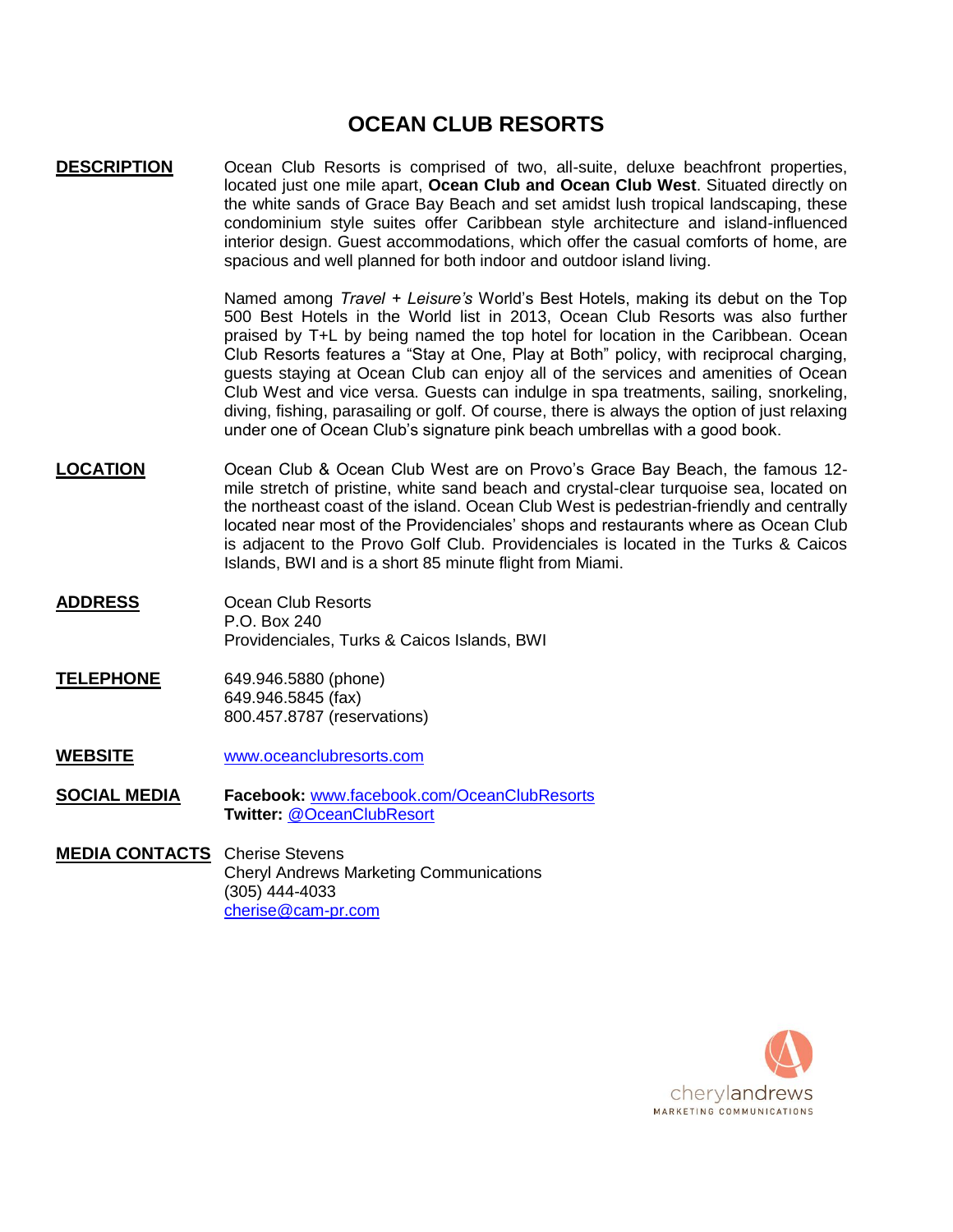# OCEAN CLUB RESORTS

**DESCRIPTION**

Ocean Club Resorts is comprised of two, all-suite, deluxe beachfront properties, located just one mile apart, **Ocean Club and Ocean Club West**. Situated directly on the white sands of Grace Bay Beach and set amidst lush tropical landscaping, these condominium style suites offer Caribbean style architecture and island-influenced interior design. Guest accommodations, which offer the casual comforts of home, are spacious and well planned for both indoor and outdoor island living.

Named among *Travel + Leisure's* World's Best Hotels, making its debut on the Top 500 Best Hotels in the World list in 2013, Ocean Club Resorts was also further praised by T+L by being named the top hotel for location in the Caribbean. Ocean Club Resorts features a "Stay at One, Play at Both" policy, with reciprocal charging, guests staying at Ocean Club can enjoy all of the services and amenities of Ocean Club West and vice versa. Guests can indulge in spa treatments, sailing, snorkeling, diving, fishing, parasailing or golf. Of course, there is always the option of just relaxing under one of Ocean Club's signature pink beach umbrellas with a good book.

**LOCATION**

Ocean Club & Ocean Club West are on Provo's Grace Bay Beach, the famous 12-mile stretch of pristine, white sand beach and crystal-clear turquoise sea, located on the northeast coast of the island. Ocean Club West is pedestrian-friendly and centrally located near most of the Providenciales' shops and restaurants where as Ocean Club is adjacent to the Provo Golf Club. Providenciales is located in the Turks & Caicos Islands, BWI and is a short 85 minute flight from Miami.

**ADDRESS**

Ocean Club Resorts
P.O. Box 240
Providenciales, Turks & Caicos Islands, BWI

**TELEPHONE**

649.946.5880 (phone)
649.946.5845 (fax)
800.457.8787 (reservations)

**WEBSITE**

www.oceanclubresorts.com

**SOCIAL MEDIA**

**Facebook:** www.facebook.com/OceanClubResorts
**Twitter:** @OceanClubResort

**MEDIA CONTACTS**

Cherise Stevens
Cheryl Andrews Marketing Communications
(305) 444-4033
cherise@cam-pr.com

cherylandrews
MARKETING COMMUNICATIONS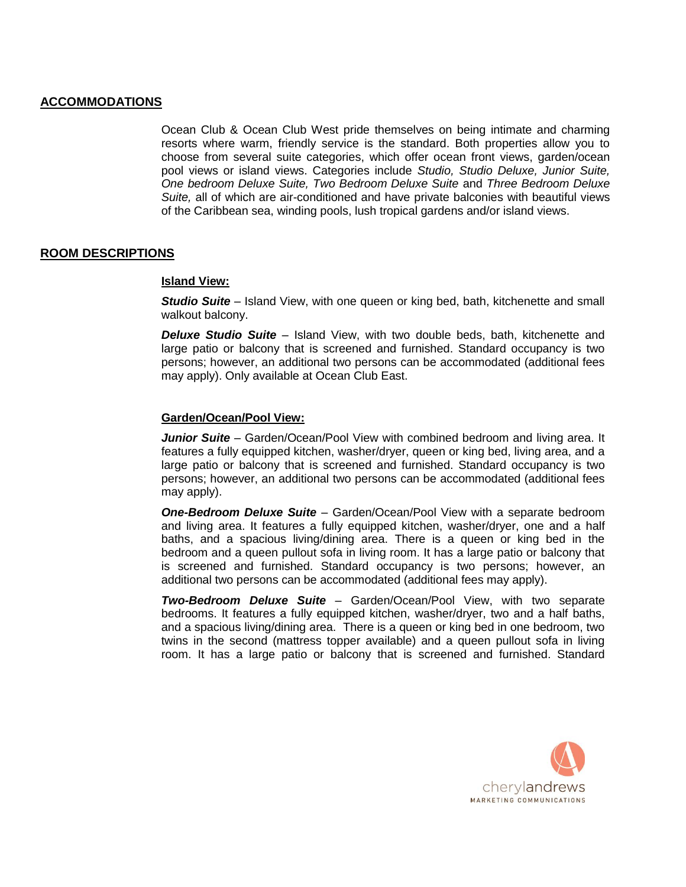## ACCOMMODATIONS

Ocean Club & Ocean Club West pride themselves on being intimate and charming resorts where warm, friendly service is the standard. Both properties allow you to choose from several suite categories, which offer ocean front views, garden/ocean pool views or island views. Categories include *Studio, Studio Deluxe, Junior Suite, One bedroom Deluxe Suite, Two Bedroom Deluxe Suite* and *Three Bedroom Deluxe Suite,* all of which are air-conditioned and have private balconies with beautiful views of the Caribbean sea, winding pools, lush tropical gardens and/or island views.

## ROOM DESCRIPTIONS

### Island View:

***Studio Suite*** – Island View, with one queen or king bed, bath, kitchenette and small walkout balcony.

***Deluxe Studio Suite*** – Island View, with two double beds, bath, kitchenette and large patio or balcony that is screened and furnished. Standard occupancy is two persons; however, an additional two persons can be accommodated (additional fees may apply). Only available at Ocean Club East.

### Garden/Ocean/Pool View:

***Junior Suite*** – Garden/Ocean/Pool View with combined bedroom and living area. It features a fully equipped kitchen, washer/dryer, queen or king bed, living area, and a large patio or balcony that is screened and furnished. Standard occupancy is two persons; however, an additional two persons can be accommodated (additional fees may apply).

***One-Bedroom Deluxe Suite*** – Garden/Ocean/Pool View with a separate bedroom and living area. It features a fully equipped kitchen, washer/dryer, one and a half baths, and a spacious living/dining area. There is a queen or king bed in the bedroom and a queen pullout sofa in living room. It has a large patio or balcony that is screened and furnished. Standard occupancy is two persons; however, an additional two persons can be accommodated (additional fees may apply).

***Two-Bedroom Deluxe Suite*** – Garden/Ocean/Pool View, with two separate bedrooms. It features a fully equipped kitchen, washer/dryer, two and a half baths, and a spacious living/dining area. There is a queen or king bed in one bedroom, two twins in the second (mattress topper available) and a queen pullout sofa in living room. It has a large patio or balcony that is screened and furnished. Standard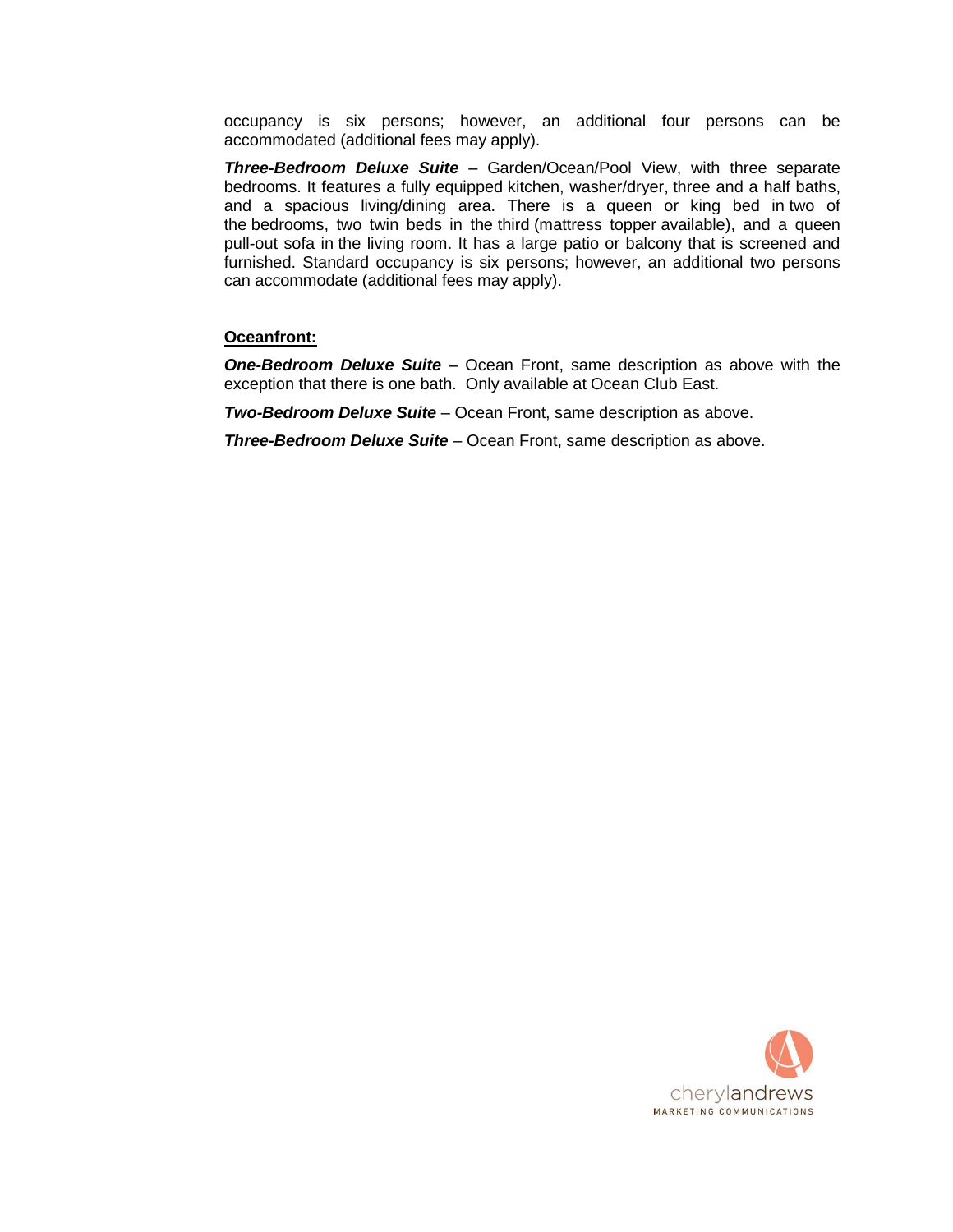occupancy is six persons; however, an additional four persons can be accommodated (additional fees may apply).

***Three-Bedroom Deluxe Suite*** – Garden/Ocean/Pool View, with three separate bedrooms. It features a fully equipped kitchen, washer/dryer, three and a half baths, and a spacious living/dining area. There is a queen or king bed in two of the bedrooms, two twin beds in the third (mattress topper available), and a queen pull-out sofa in the living room. It has a large patio or balcony that is screened and furnished. Standard occupancy is six persons; however, an additional two persons can accommodate (additional fees may apply).

**Oceanfront:**

***One-Bedroom Deluxe Suite*** – Ocean Front, same description as above with the exception that there is one bath. Only available at Ocean Club East.

***Two-Bedroom Deluxe Suite*** – Ocean Front, same description as above.

***Three-Bedroom Deluxe Suite*** – Ocean Front, same description as above.